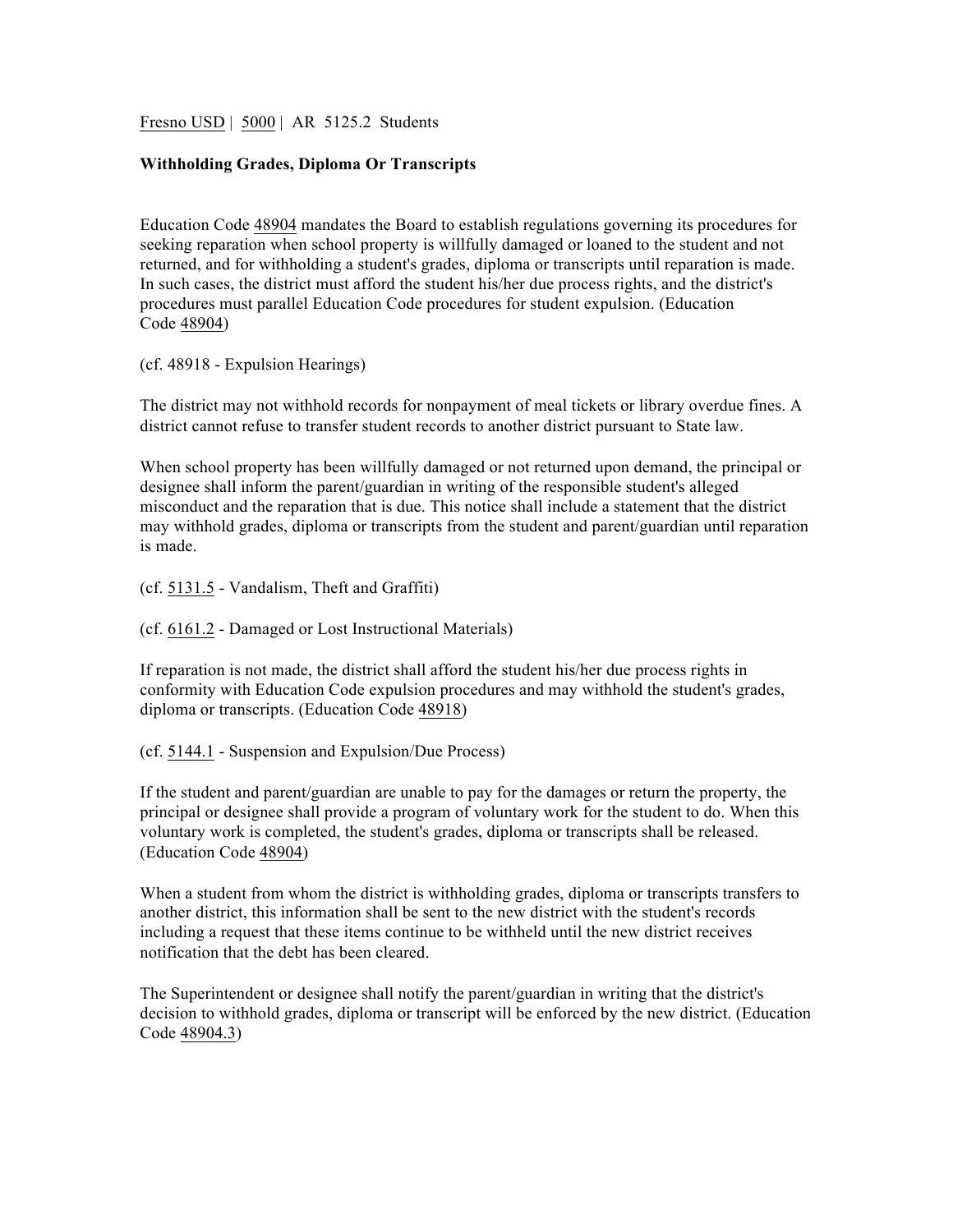Fresno USD | 5000 | AR 5125.2 Students

**Withholding Grades, Diploma Or Transcripts**

Education Code 48904 mandates the Board to establish regulations governing its procedures for seeking reparation when school property is willfully damaged or loaned to the student and not returned, and for withholding a student's grades, diploma or transcripts until reparation is made. In such cases, the district must afford the student his/her due process rights, and the district's procedures must parallel Education Code procedures for student expulsion. (Education Code 48904)

(cf. 48918 - Expulsion Hearings)

The district may not withhold records for nonpayment of meal tickets or library overdue fines. A district cannot refuse to transfer student records to another district pursuant to State law.

When school property has been willfully damaged or not returned upon demand, the principal or designee shall inform the parent/guardian in writing of the responsible student's alleged misconduct and the reparation that is due. This notice shall include a statement that the district may withhold grades, diploma or transcripts from the student and parent/guardian until reparation is made.

(cf. 5131.5 - Vandalism, Theft and Graffiti)

(cf. 6161.2 - Damaged or Lost Instructional Materials)

If reparation is not made, the district shall afford the student his/her due process rights in conformity with Education Code expulsion procedures and may withhold the student's grades, diploma or transcripts. (Education Code 48918)

(cf. 5144.1 - Suspension and Expulsion/Due Process)

If the student and parent/guardian are unable to pay for the damages or return the property, the principal or designee shall provide a program of voluntary work for the student to do. When this voluntary work is completed, the student's grades, diploma or transcripts shall be released. (Education Code 48904)

When a student from whom the district is withholding grades, diploma or transcripts transfers to another district, this information shall be sent to the new district with the student's records including a request that these items continue to be withheld until the new district receives notification that the debt has been cleared.

The Superintendent or designee shall notify the parent/guardian in writing that the district's decision to withhold grades, diploma or transcript will be enforced by the new district. (Education Code 48904.3)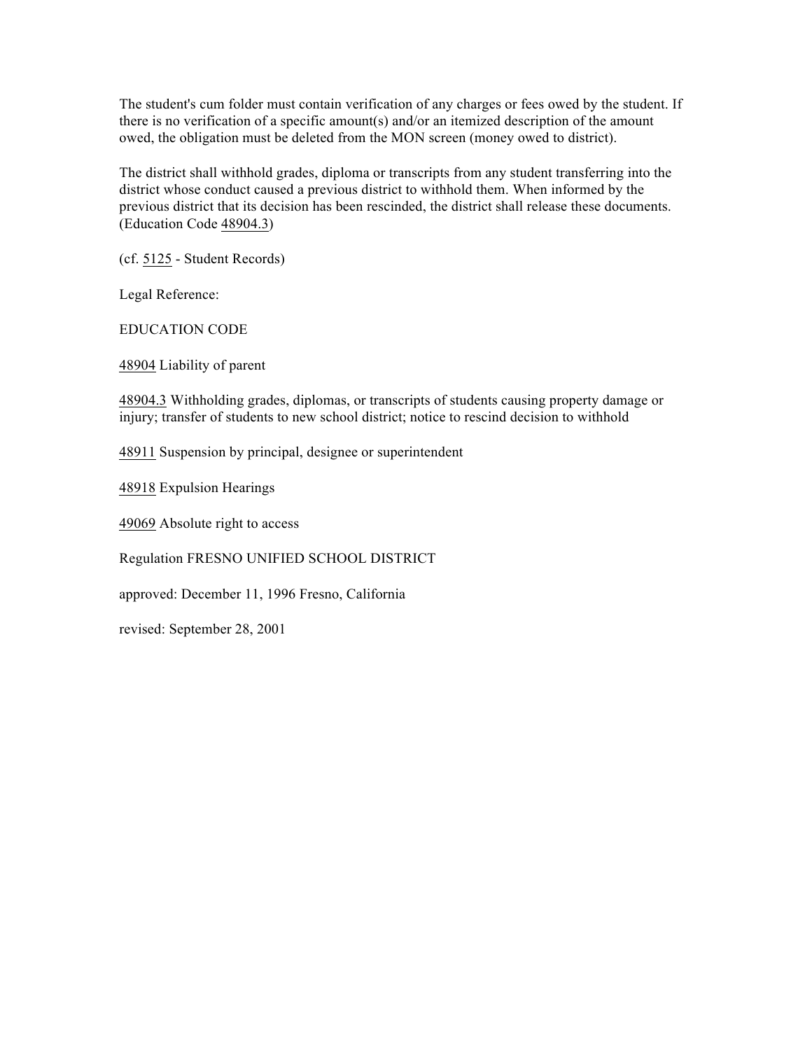The student's cum folder must contain verification of any charges or fees owed by the student. If there is no verification of a specific amount(s) and/or an itemized description of the amount owed, the obligation must be deleted from the MON screen (money owed to district).

The district shall withhold grades, diploma or transcripts from any student transferring into the district whose conduct caused a previous district to withhold them. When informed by the previous district that its decision has been rescinded, the district shall release these documents. (Education Code 48904.3)

(cf. 5125 - Student Records)

Legal Reference:

EDUCATION CODE

48904 Liability of parent

48904.3 Withholding grades, diplomas, or transcripts of students causing property damage or injury; transfer of students to new school district; notice to rescind decision to withhold

48911 Suspension by principal, designee or superintendent

48918 Expulsion Hearings

49069 Absolute right to access

Regulation FRESNO UNIFIED SCHOOL DISTRICT

approved: December 11, 1996 Fresno, California

revised: September 28, 2001